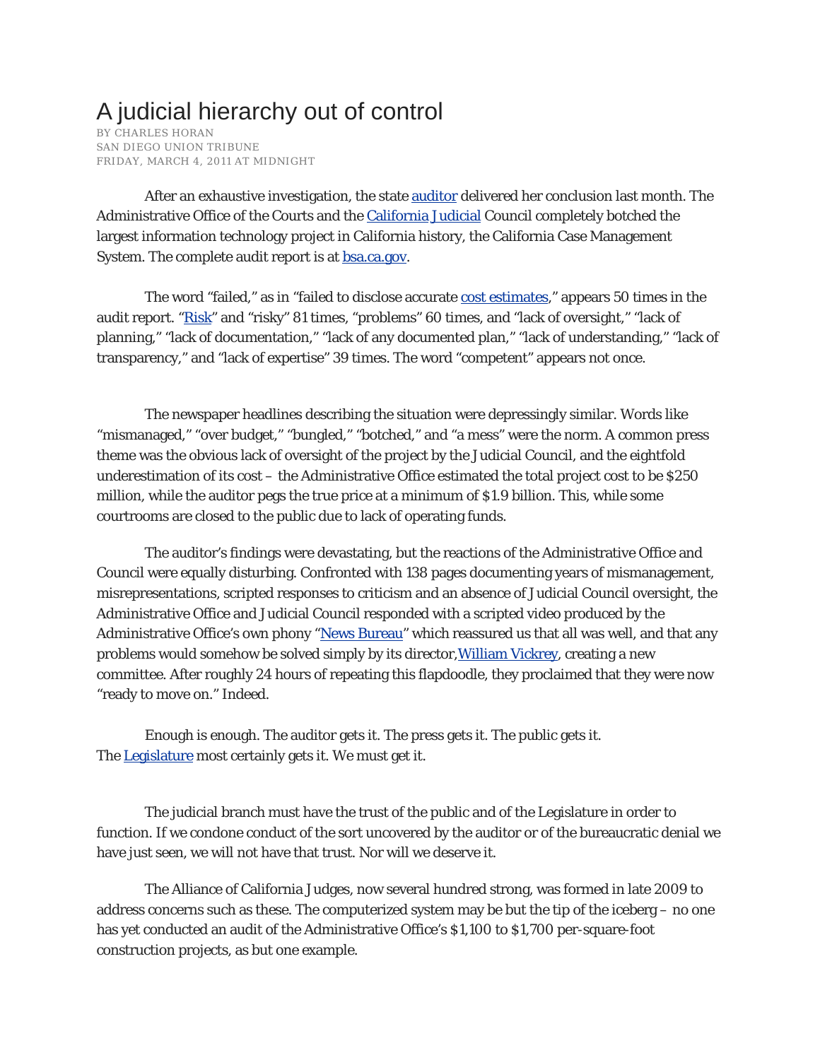# A judicial hierarchy out of control

BY CHARLES HORAN
SAN DIEGO UNION TRIBUNE
FRIDAY, MARCH 4, 2011 AT MIDNIGHT

After an exhaustive investigation, the state auditor delivered her conclusion last month. The Administrative Office of the Courts and the California Judicial Council completely botched the largest information technology project in California history, the California Case Management System. The complete audit report is at bsa.ca.gov.

The word "failed," as in "failed to disclose accurate cost estimates," appears 50 times in the audit report. "Risk" and "risky" 81 times, "problems" 60 times, and "lack of oversight," "lack of planning," "lack of documentation," "lack of any documented plan," "lack of understanding," "lack of transparency," and "lack of expertise" 39 times. The word "competent" appears not once.

The newspaper headlines describing the situation were depressingly similar. Words like "mismanaged," "over budget," "bungled," "botched," and "a mess" were the norm. A common press theme was the obvious lack of oversight of the project by the Judicial Council, and the eightfold underestimation of its cost – the Administrative Office estimated the total project cost to be $250 million, while the auditor pegs the true price at a minimum of $1.9 billion. This, while some courtrooms are closed to the public due to lack of operating funds.

The auditor's findings were devastating, but the reactions of the Administrative Office and Council were equally disturbing. Confronted with 138 pages documenting years of mismanagement, misrepresentations, scripted responses to criticism and an absence of Judicial Council oversight, the Administrative Office and Judicial Council responded with a scripted video produced by the Administrative Office's own phony "News Bureau" which reassured us that all was well, and that any problems would somehow be solved simply by its director, William Vickrey, creating a new committee. After roughly 24 hours of repeating this flapdoodle, they proclaimed that they were now "ready to move on." Indeed.

Enough is enough. The auditor gets it. The press gets it. The public gets it. The Legislature most certainly gets it. We must get it.

The judicial branch must have the trust of the public and of the Legislature in order to function. If we condone conduct of the sort uncovered by the auditor or of the bureaucratic denial we have just seen, we will not have that trust. Nor will we deserve it.

The Alliance of California Judges, now several hundred strong, was formed in late 2009 to address concerns such as these. The computerized system may be but the tip of the iceberg – no one has yet conducted an audit of the Administrative Office's $1,100 to $1,700 per-square-foot construction projects, as but one example.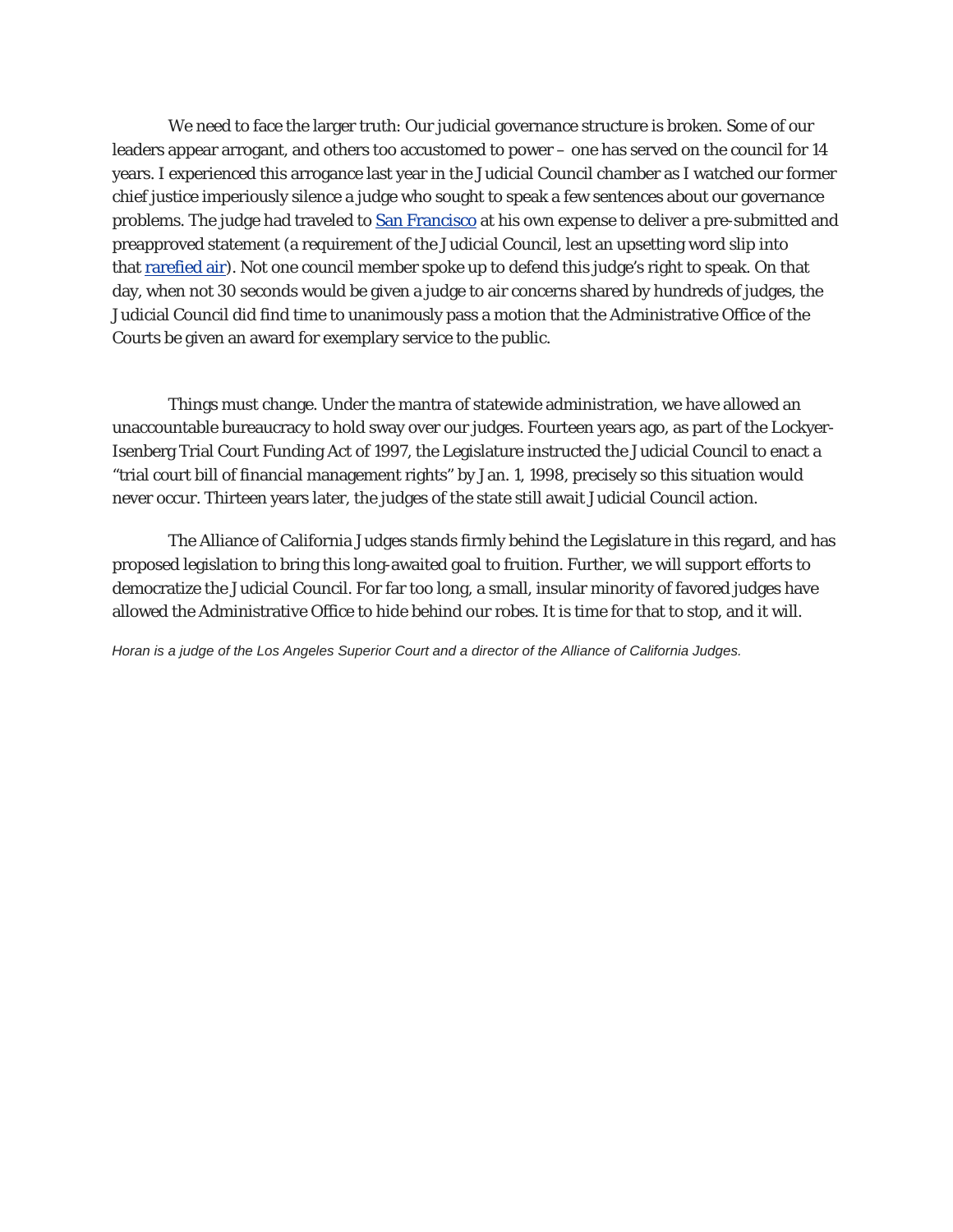We need to face the larger truth: Our judicial governance structure is broken. Some of our leaders appear arrogant, and others too accustomed to power – one has served on the council for 14 years. I experienced this arrogance last year in the Judicial Council chamber as I watched our former chief justice imperiously silence a judge who sought to speak a few sentences about our governance problems. The judge had traveled to San Francisco at his own expense to deliver a pre-submitted and preapproved statement (a requirement of the Judicial Council, lest an upsetting word slip into that rarefied air). Not one council member spoke up to defend this judge's right to speak. On that day, when not 30 seconds would be given a judge to air concerns shared by hundreds of judges, the Judicial Council did find time to unanimously pass a motion that the Administrative Office of the Courts be given an award for exemplary service to the public.

Things must change. Under the mantra of statewide administration, we have allowed an unaccountable bureaucracy to hold sway over our judges. Fourteen years ago, as part of the Lockyer-Isenberg Trial Court Funding Act of 1997, the Legislature instructed the Judicial Council to enact a "trial court bill of financial management rights" by Jan. 1, 1998, precisely so this situation would never occur. Thirteen years later, the judges of the state still await Judicial Council action.

The Alliance of California Judges stands firmly behind the Legislature in this regard, and has proposed legislation to bring this long-awaited goal to fruition. Further, we will support efforts to democratize the Judicial Council. For far too long, a small, insular minority of favored judges have allowed the Administrative Office to hide behind our robes. It is time for that to stop, and it will.

*Horan is a judge of the Los Angeles Superior Court and a director of the Alliance of California Judges.*